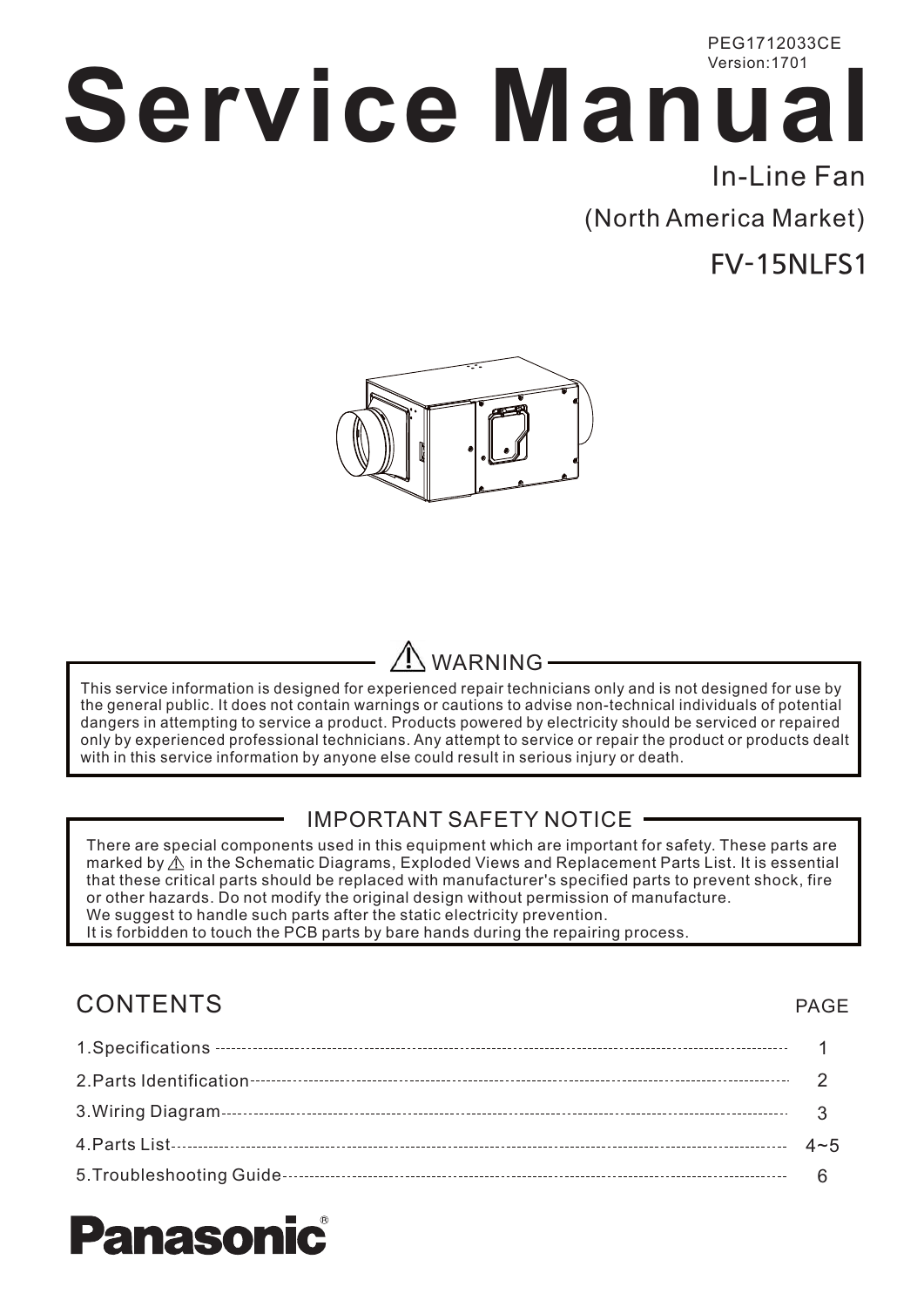PEG1712033CE
Version:1701

# Service Manual

In-Line Fan

(North America Market)

FV-15NLFS1

## ⚠ WARNING

This service information is designed for experienced repair technicians only and is not designed for use by the general public. It does not contain warnings or cautions to advise non-technical individuals of potential dangers in attempting to service a product. Products powered by electricity should be serviced or repaired only by experienced professional technicians. Any attempt to service or repair the product or products dealt with in this service information by anyone else could result in serious injury or death.

## IMPORTANT SAFETY NOTICE

There are special components used in this equipment which are important for safety. These parts are marked by ⚠ in the Schematic Diagrams, Exploded Views and Replacement Parts List. It is essential that these critical parts should be replaced with manufacturer's specified parts to prevent shock, fire or other hazards. Do not modify the original design without permission of manufacture.
We suggest to handle such parts after the static electricity prevention.
It is forbidden to touch the PCB parts by bare hands during the repairing process.

## CONTENTS

| CONTENTS | PAGE |
|---|---|
| 1.Specifications | 1 |
| 2.Parts Identification | 2 |
| 3.Wiring Diagram | 3 |
| 4.Parts List | 4~5 |
| 5.Troubleshooting Guide | 6 |

Panasonic®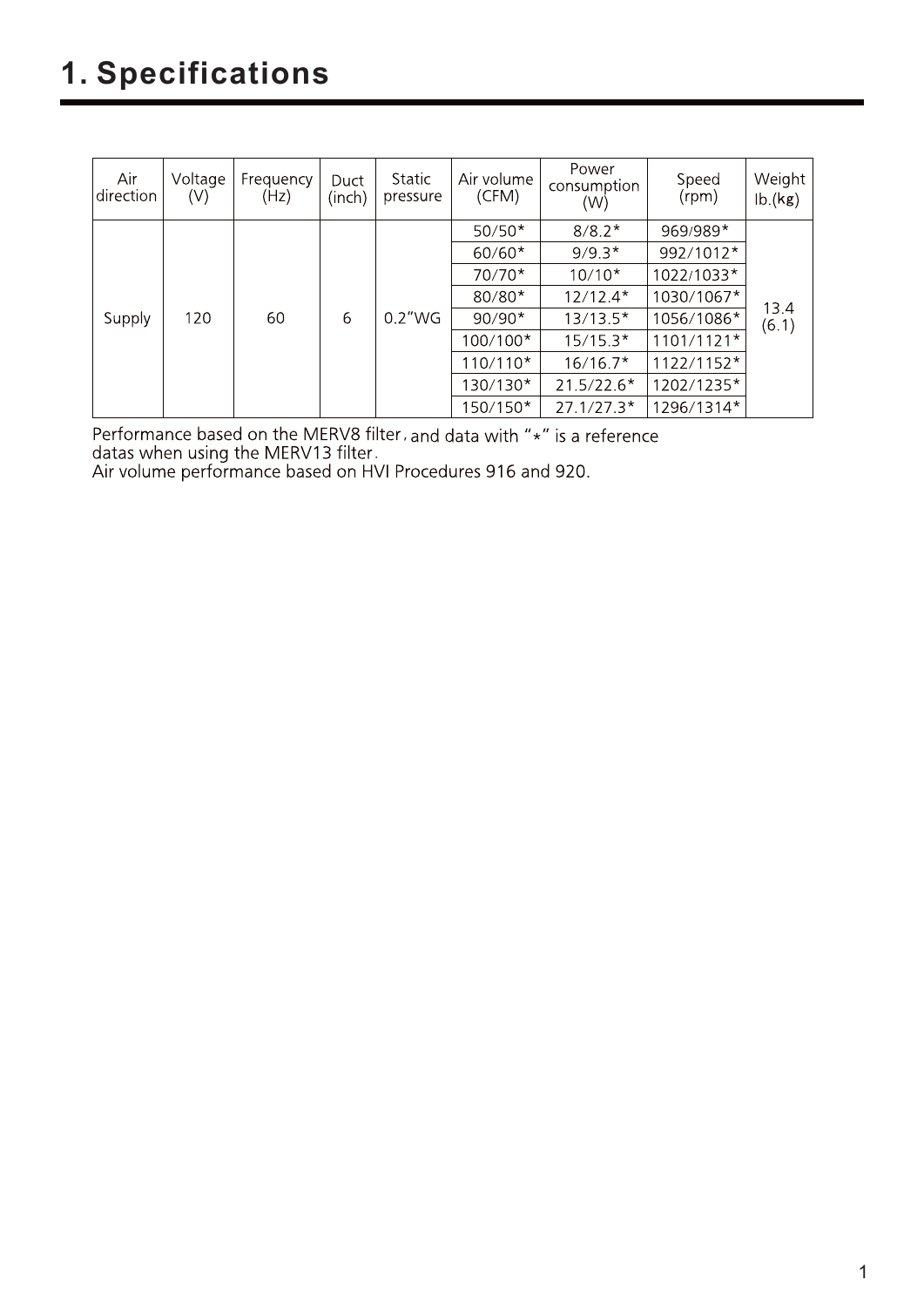# 1. Specifications

| Air direction | Voltage (V) | Frequency (Hz) | Duct (inch) | Static pressure | Air volume (CFM) | Power consumption (W) | Speed (rpm) | Weight lb.(kg) |
|---|---|---|---|---|---|---|---|---|
| Supply | 120 | 60 | 6 | 0.2"WG | 50/50* | 8/8.2* | 969/989* | 13.4 (6.1) |
| | | | | | 60/60* | 9/9.3* | 992/1012* | |
| | | | | | 70/70* | 10/10* | 1022/1033* | |
| | | | | | 80/80* | 12/12.4* | 1030/1067* | |
| | | | | | 90/90* | 13/13.5* | 1056/1086* | |
| | | | | | 100/100* | 15/15.3* | 1101/1121* | |
| | | | | | 110/110* | 16/16.7* | 1122/1152* | |
| | | | | | 130/130* | 21.5/22.6* | 1202/1235* | |
| | | | | | 150/150* | 27.1/27.3* | 1296/1314* | |

Performance based on the MERV8 filter, and data with "*" is a reference datas when using the MERV13 filter.
Air volume performance based on HVI Procedures 916 and 920.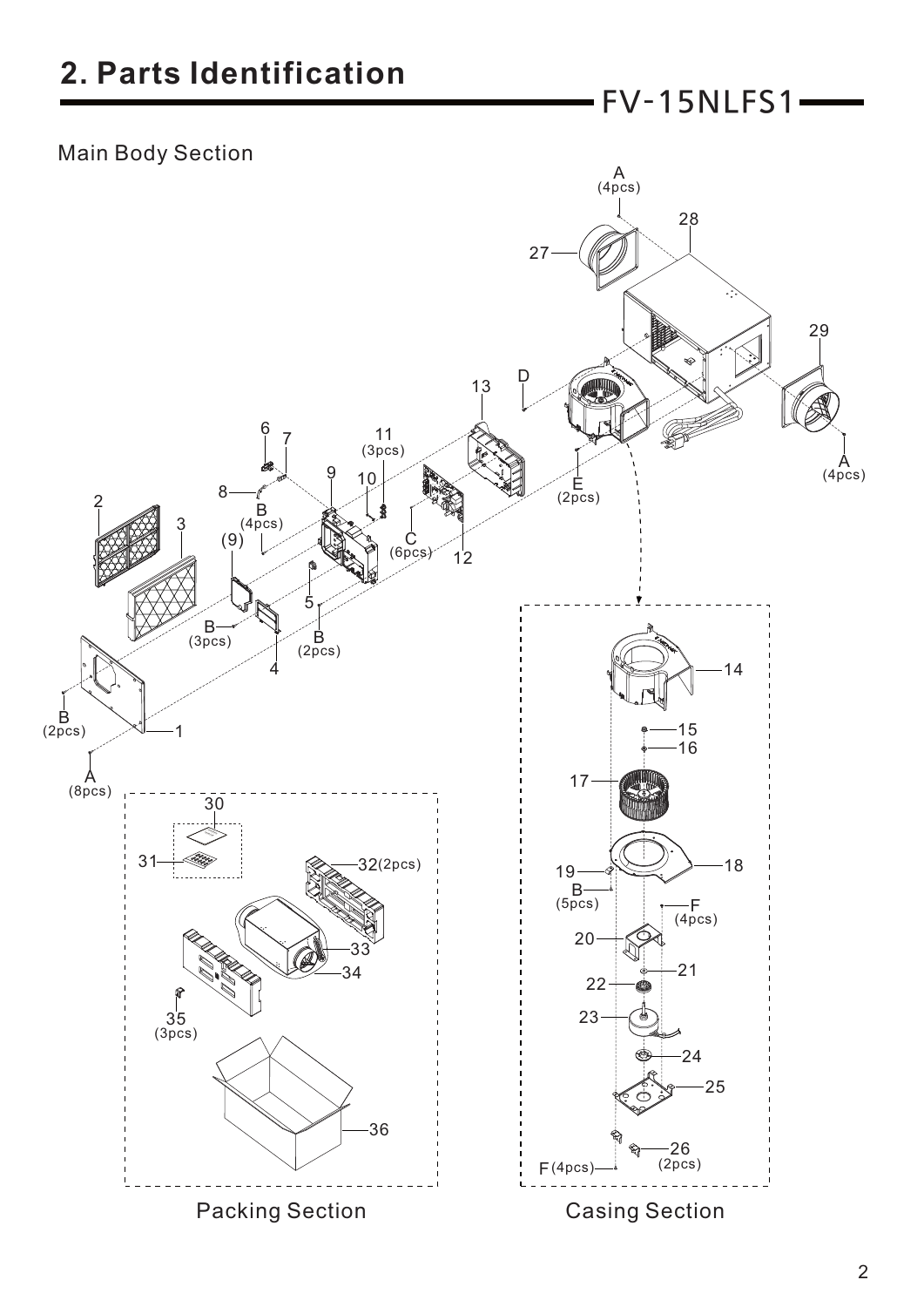## 2. Parts Identification

FV-15NLFS1

Main Body Section

Packing Section

Casing Section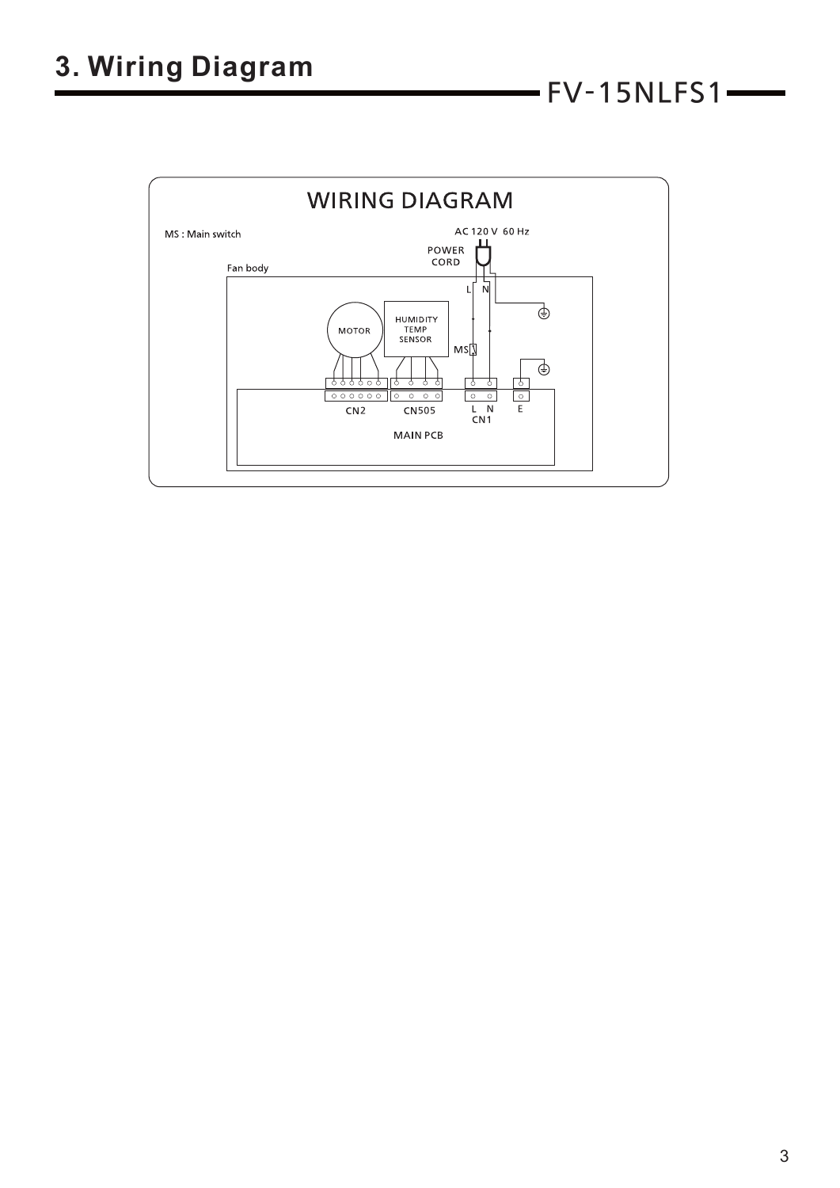# 3. Wiring Diagram

FV-15NLFS1

WIRING DIAGRAM

MS : Main switch

AC 120 V 60 Hz

POWER CORD

Fan body

L N

MOTOR

HUMIDITY TEMP SENSOR

MS

CN2

CN505

L N
CN1

E

MAIN PCB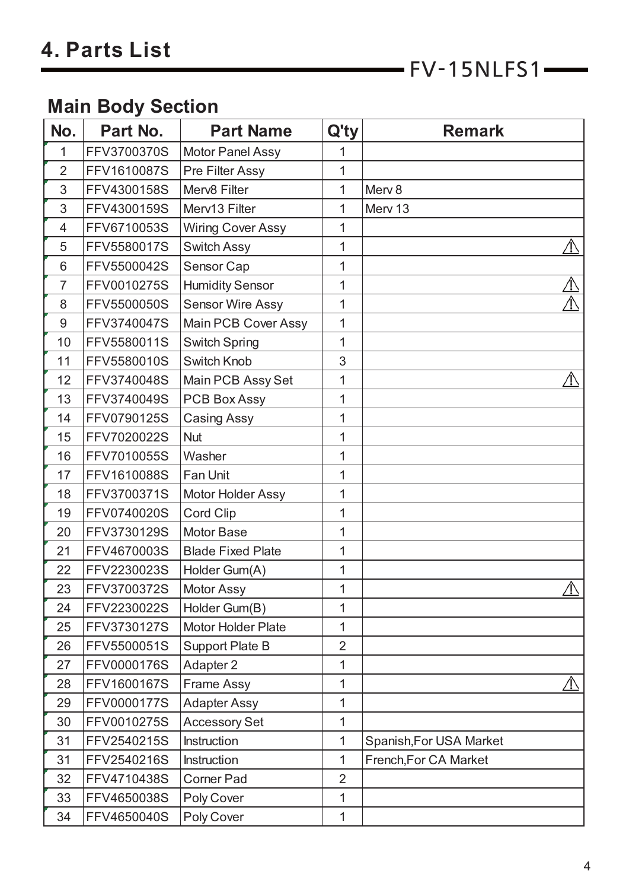# 4. Parts List

FV-15NLFS1

## Main Body Section

| No. | Part No. | Part Name | Q'ty | Remark |
|---|---|---|---|---|
| 1 | FFV3700370S | Motor Panel Assy | 1 | |
| 2 | FFV1610087S | Pre Filter Assy | 1 | |
| 3 | FFV4300158S | Merv8 Filter | 1 | Merv 8 |
| 3 | FFV4300159S | Merv13 Filter | 1 | Merv 13 |
| 4 | FFV6710053S | Wiring Cover Assy | 1 | |
| 5 | FFV5580017S | Switch Assy | 1 | ⚠ |
| 6 | FFV5500042S | Sensor Cap | 1 | |
| 7 | FFV0010275S | Humidity Sensor | 1 | ⚠ |
| 8 | FFV5500050S | Sensor Wire Assy | 1 | ⚠ |
| 9 | FFV3740047S | Main PCB Cover Assy | 1 | |
| 10 | FFV5580011S | Switch Spring | 1 | |
| 11 | FFV5580010S | Switch Knob | 3 | |
| 12 | FFV3740048S | Main PCB Assy Set | 1 | ⚠ |
| 13 | FFV3740049S | PCB Box Assy | 1 | |
| 14 | FFV0790125S | Casing Assy | 1 | |
| 15 | FFV7020022S | Nut | 1 | |
| 16 | FFV7010055S | Washer | 1 | |
| 17 | FFV1610088S | Fan Unit | 1 | |
| 18 | FFV3700371S | Motor Holder Assy | 1 | |
| 19 | FFV0740020S | Cord Clip | 1 | |
| 20 | FFV3730129S | Motor Base | 1 | |
| 21 | FFV4670003S | Blade Fixed Plate | 1 | |
| 22 | FFV2230023S | Holder Gum(A) | 1 | |
| 23 | FFV3700372S | Motor Assy | 1 | ⚠ |
| 24 | FFV2230022S | Holder Gum(B) | 1 | |
| 25 | FFV3730127S | Motor Holder Plate | 1 | |
| 26 | FFV5500051S | Support Plate B | 2 | |
| 27 | FFV0000176S | Adapter 2 | 1 | |
| 28 | FFV1600167S | Frame Assy | 1 | ⚠ |
| 29 | FFV0000177S | Adapter Assy | 1 | |
| 30 | FFV0010275S | Accessory Set | 1 | |
| 31 | FFV2540215S | Instruction | 1 | Spanish,For USA Market |
| 31 | FFV2540216S | Instruction | 1 | French,For CA Market |
| 32 | FFV4710438S | Corner Pad | 2 | |
| 33 | FFV4650038S | Poly Cover | 1 | |
| 34 | FFV4650040S | Poly Cover | 1 | |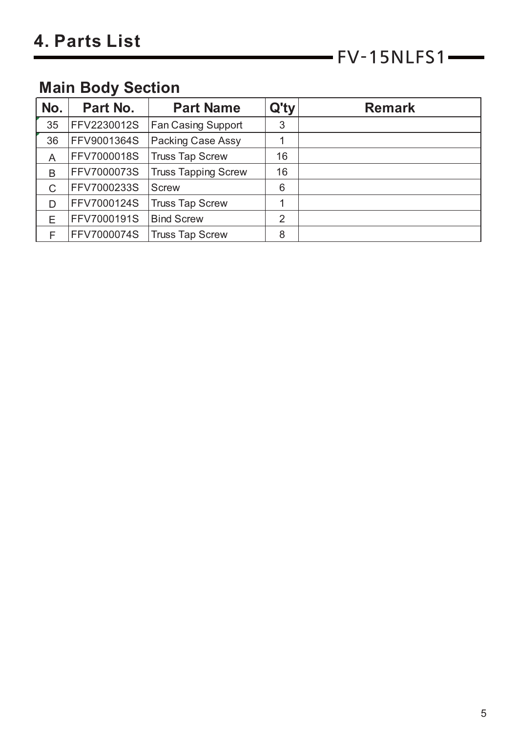# 4. Parts List

FV-15NLFS1

## Main Body Section

| No. | Part No. | Part Name | Q'ty | Remark |
|---|---|---|---|---|
| 35 | FFV2230012S | Fan Casing Support | 3 | |
| 36 | FFV9001364S | Packing Case Assy | 1 | |
| A | FFV7000018S | Truss Tap Screw | 16 | |
| B | FFV7000073S | Truss Tapping Screw | 16 | |
| C | FFV7000233S | Screw | 6 | |
| D | FFV7000124S | Truss Tap Screw | 1 | |
| E | FFV7000191S | Bind Screw | 2 | |
| F | FFV7000074S | Truss Tap Screw | 8 | |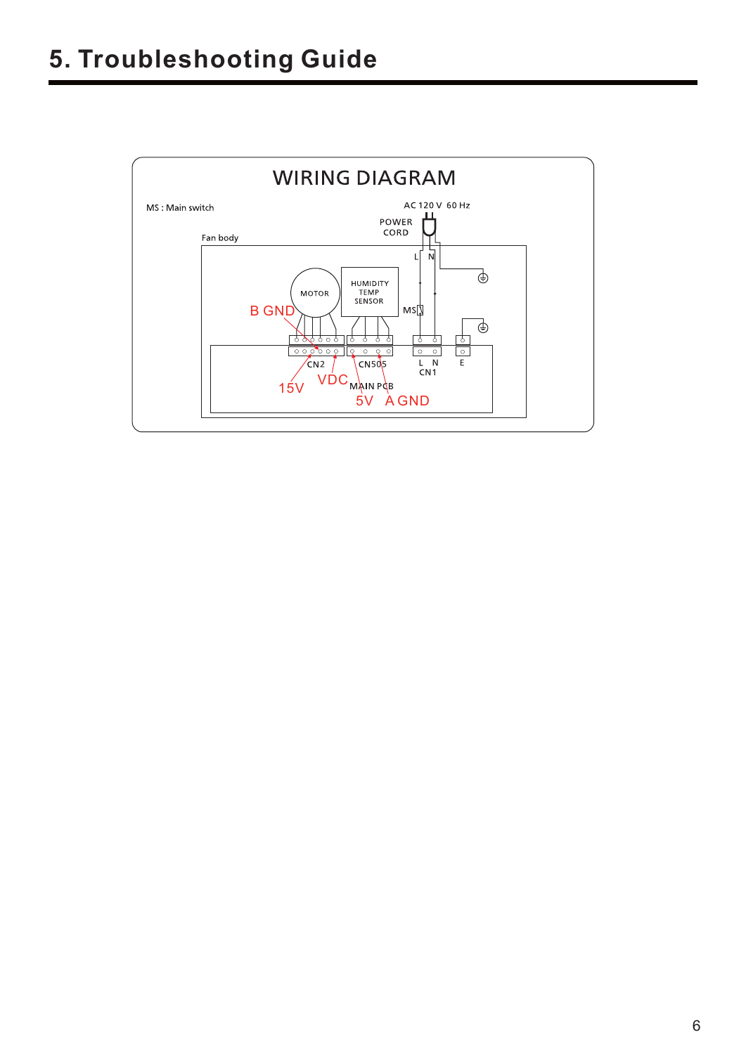# 5. Troubleshooting Guide

WIRING DIAGRAM

MS : Main switch

AC 120 V 60 Hz

POWER CORD

Fan body

L N

MOTOR

HUMIDITY TEMP SENSOR

MS

B GND

CN2

CN505

L N CN1

E

15V

VDC

MAIN PCB

5V A GND